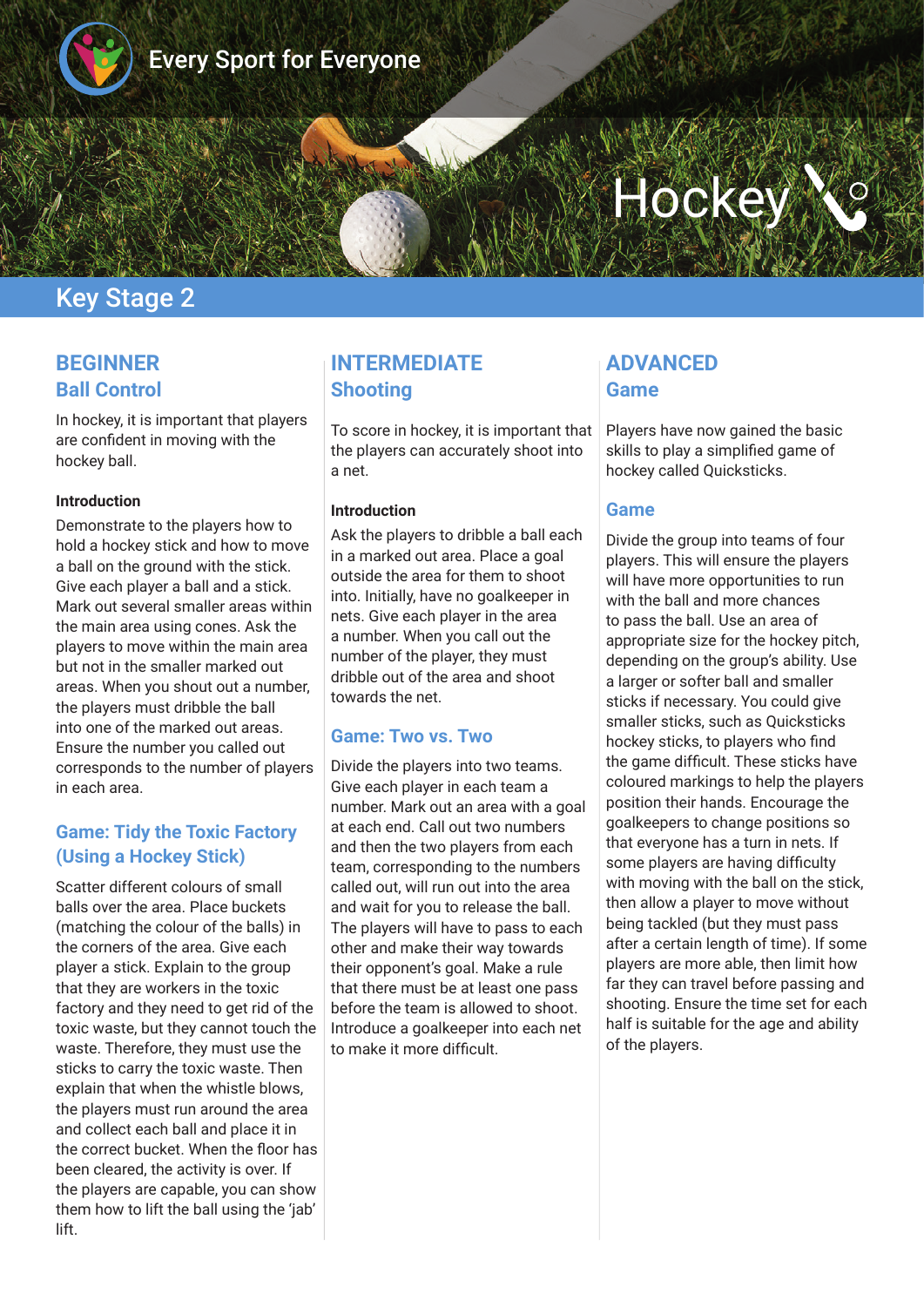Every Sport for Everyone

# Hockey

## Key Stage 2

## BEGINNER
### Ball Control

In hockey, it is important that players are confident in moving with the hockey ball.

**Introduction**

Demonstrate to the players how to hold a hockey stick and how to move a ball on the ground with the stick. Give each player a ball and a stick. Mark out several smaller areas within the main area using cones. Ask the players to move within the main area but not in the smaller marked out areas. When you shout out a number, the players must dribble the ball into one of the marked out areas. Ensure the number you called out corresponds to the number of players in each area.

### Game: Tidy the Toxic Factory (Using a Hockey Stick)

Scatter different colours of small balls over the area. Place buckets (matching the colour of the balls) in the corners of the area. Give each player a stick. Explain to the group that they are workers in the toxic factory and they need to get rid of the toxic waste, but they cannot touch the waste. Therefore, they must use the sticks to carry the toxic waste. Then explain that when the whistle blows, the players must run around the area and collect each ball and place it in the correct bucket. When the floor has been cleared, the activity is over. If the players are capable, you can show them how to lift the ball using the 'jab' lift.

## INTERMEDIATE
### Shooting

To score in hockey, it is important that the players can accurately shoot into a net.

**Introduction**

Ask the players to dribble a ball each in a marked out area. Place a goal outside the area for them to shoot into. Initially, have no goalkeeper in nets. Give each player in the area a number. When you call out the number of the player, they must dribble out of the area and shoot towards the net.

### Game: Two vs. Two

Divide the players into two teams. Give each player in each team a number. Mark out an area with a goal at each end. Call out two numbers and then the two players from each team, corresponding to the numbers called out, will run out into the area and wait for you to release the ball. The players will have to pass to each other and make their way towards their opponent's goal. Make a rule that there must be at least one pass before the team is allowed to shoot. Introduce a goalkeeper into each net to make it more difficult.

## ADVANCED
### Game

Players have now gained the basic skills to play a simplified game of hockey called Quicksticks.

### Game

Divide the group into teams of four players. This will ensure the players will have more opportunities to run with the ball and more chances to pass the ball. Use an area of appropriate size for the hockey pitch, depending on the group's ability. Use a larger or softer ball and smaller sticks if necessary. You could give smaller sticks, such as Quicksticks hockey sticks, to players who find the game difficult. These sticks have coloured markings to help the players position their hands. Encourage the goalkeepers to change positions so that everyone has a turn in nets. If some players are having difficulty with moving with the ball on the stick, then allow a player to move without being tackled (but they must pass after a certain length of time). If some players are more able, then limit how far they can travel before passing and shooting. Ensure the time set for each half is suitable for the age and ability of the players.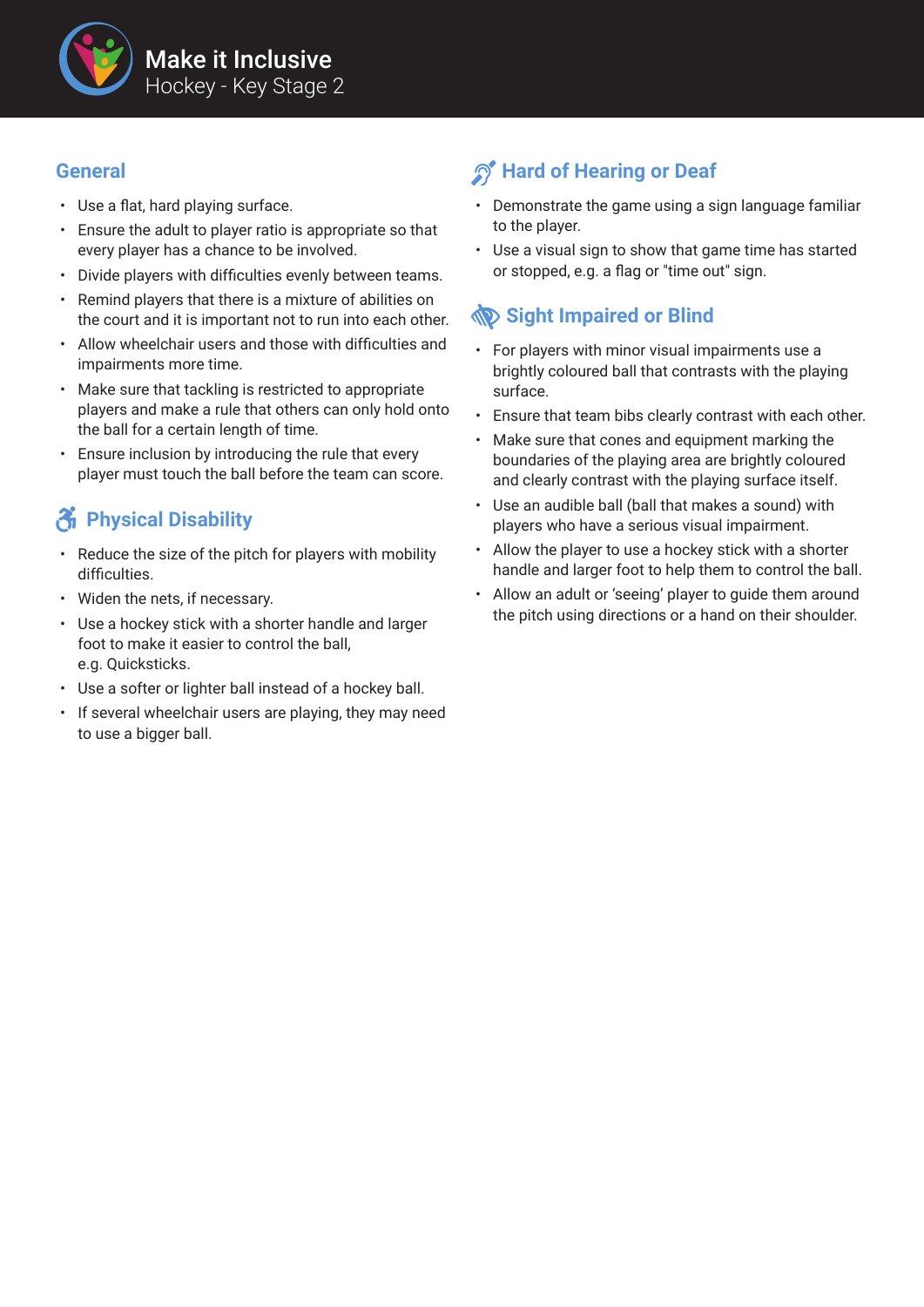# Make it Inclusive

Hockey - Key Stage 2

## General

- Use a flat, hard playing surface.
- Ensure the adult to player ratio is appropriate so that every player has a chance to be involved.
- Divide players with difficulties evenly between teams.
- Remind players that there is a mixture of abilities on the court and it is important not to run into each other.
- Allow wheelchair users and those with difficulties and impairments more time.
- Make sure that tackling is restricted to appropriate players and make a rule that others can only hold onto the ball for a certain length of time.
- Ensure inclusion by introducing the rule that every player must touch the ball before the team can score.

## Physical Disability

- Reduce the size of the pitch for players with mobility difficulties.
- Widen the nets, if necessary.
- Use a hockey stick with a shorter handle and larger foot to make it easier to control the ball, e.g. Quicksticks.
- Use a softer or lighter ball instead of a hockey ball.
- If several wheelchair users are playing, they may need to use a bigger ball.

## Hard of Hearing or Deaf

- Demonstrate the game using a sign language familiar to the player.
- Use a visual sign to show that game time has started or stopped, e.g. a flag or "time out" sign.

## Sight Impaired or Blind

- For players with minor visual impairments use a brightly coloured ball that contrasts with the playing surface.
- Ensure that team bibs clearly contrast with each other.
- Make sure that cones and equipment marking the boundaries of the playing area are brightly coloured and clearly contrast with the playing surface itself.
- Use an audible ball (ball that makes a sound) with players who have a serious visual impairment.
- Allow the player to use a hockey stick with a shorter handle and larger foot to help them to control the ball.
- Allow an adult or 'seeing' player to guide them around the pitch using directions or a hand on their shoulder.